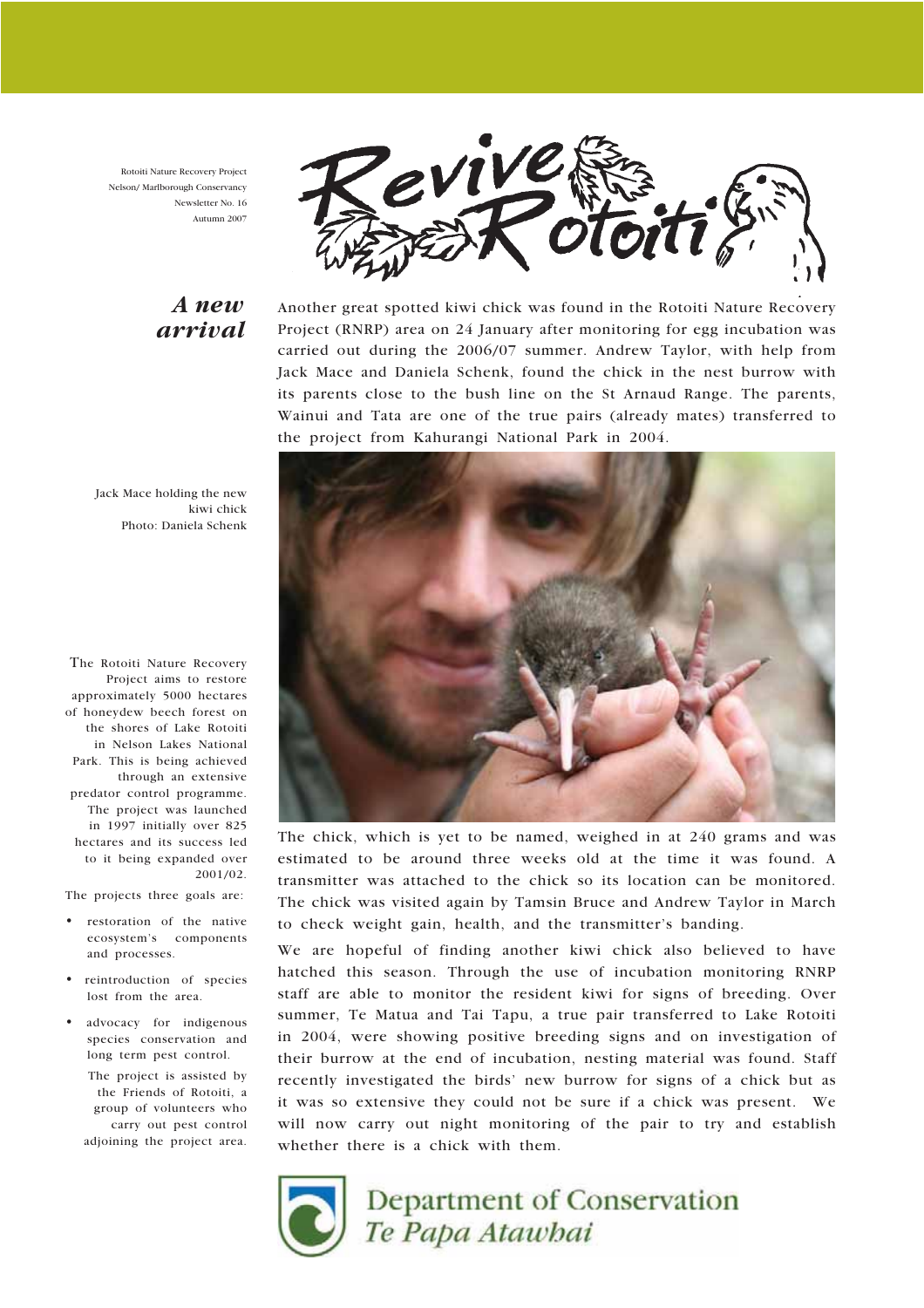Rotoiti Nature Recovery Project
Nelson/ Marlborough Conservancy
Newsletter No. 16
Autumn 2007

# Revive Rotoiti

## *A new arrival*

Another great spotted kiwi chick was found in the Rotoiti Nature Recovery Project (RNRP) area on 24 January after monitoring for egg incubation was carried out during the 2006/07 summer. Andrew Taylor, with help from Jack Mace and Daniela Schenk, found the chick in the nest burrow with its parents close to the bush line on the St Arnaud Range. The parents, Wainui and Tata are one of the true pairs (already mates) transferred to the project from Kahurangi National Park in 2004.

Jack Mace holding the new kiwi chick
Photo: Daniela Schenk

The chick, which is yet to be named, weighed in at 240 grams and was estimated to be around three weeks old at the time it was found. A transmitter was attached to the chick so its location can be monitored. The chick was visited again by Tamsin Bruce and Andrew Taylor in March to check weight gain, health, and the transmitter's banding.

We are hopeful of finding another kiwi chick also believed to have hatched this season. Through the use of incubation monitoring RNRP staff are able to monitor the resident kiwi for signs of breeding. Over summer, Te Matua and Tai Tapu, a true pair transferred to Lake Rotoiti in 2004, were showing positive breeding signs and on investigation of their burrow at the end of incubation, nesting material was found. Staff recently investigated the birds' new burrow for signs of a chick but as it was so extensive they could not be sure if a chick was present. We will now carry out night monitoring of the pair to try and establish whether there is a chick with them.

The Rotoiti Nature Recovery Project aims to restore approximately 5000 hectares of honeydew beech forest on the shores of Lake Rotoiti in Nelson Lakes National Park. This is being achieved through an extensive predator control programme. The project was launched in 1997 initially over 825 hectares and its success led to it being expanded over 2001/02.

The projects three goals are:

- restoration of the native ecosystem's components and processes.
- reintroduction of species lost from the area.
- advocacy for indigenous species conservation and long term pest control.

The project is assisted by the Friends of Rotoiti, a group of volunteers who carry out pest control adjoining the project area.

Department of Conservation
*Te Papa Atawhai*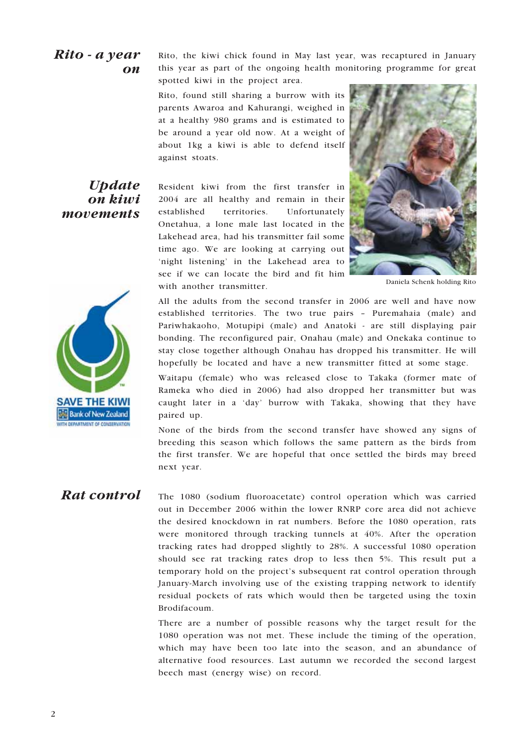## Rito - a year on

Rito, the kiwi chick found in May last year, was recaptured in January this year as part of the ongoing health monitoring programme for great spotted kiwi in the project area.

Rito, found still sharing a burrow with its parents Awaroa and Kahurangi, weighed in at a healthy 980 grams and is estimated to be around a year old now. At a weight of about 1kg a kiwi is able to defend itself against stoats.

Daniela Schenk holding Rito

## Update on kiwi movements

Resident kiwi from the first transfer in 2004 are all healthy and remain in their established territories. Unfortunately Onetahua, a lone male last located in the Lakehead area, had his transmitter fail some time ago. We are looking at carrying out 'night listening' in the Lakehead area to see if we can locate the bird and fit him with another transmitter.

All the adults from the second transfer in 2006 are well and have now established territories. The two true pairs – Puremahaia (male) and Pariwhakaoho, Motupipi (male) and Anatoki - are still displaying pair bonding. The reconfigured pair, Onahau (male) and Onekaka continue to stay close together although Onahau has dropped his transmitter. He will hopefully be located and have a new transmitter fitted at some stage.

Waitapu (female) who was released close to Takaka (former mate of Rameka who died in 2006) had also dropped her transmitter but was caught later in a 'day' burrow with Takaka, showing that they have paired up.

None of the birds from the second transfer have showed any signs of breeding this season which follows the same pattern as the birds from the first transfer. We are hopeful that once settled the birds may breed next year.

SAVE THE KIWI
Bank of New Zealand
WITH DEPARTMENT OF CONSERVATION

## Rat control

The 1080 (sodium fluoroacetate) control operation which was carried out in December 2006 within the lower RNRP core area did not achieve the desired knockdown in rat numbers. Before the 1080 operation, rats were monitored through tracking tunnels at 40%. After the operation tracking rates had dropped slightly to 28%. A successful 1080 operation should see rat tracking rates drop to less then 5%. This result put a temporary hold on the project's subsequent rat control operation through January-March involving use of the existing trapping network to identify residual pockets of rats which would then be targeted using the toxin Brodifacoum.

There are a number of possible reasons why the target result for the 1080 operation was not met. These include the timing of the operation, which may have been too late into the season, and an abundance of alternative food resources. Last autumn we recorded the second largest beech mast (energy wise) on record.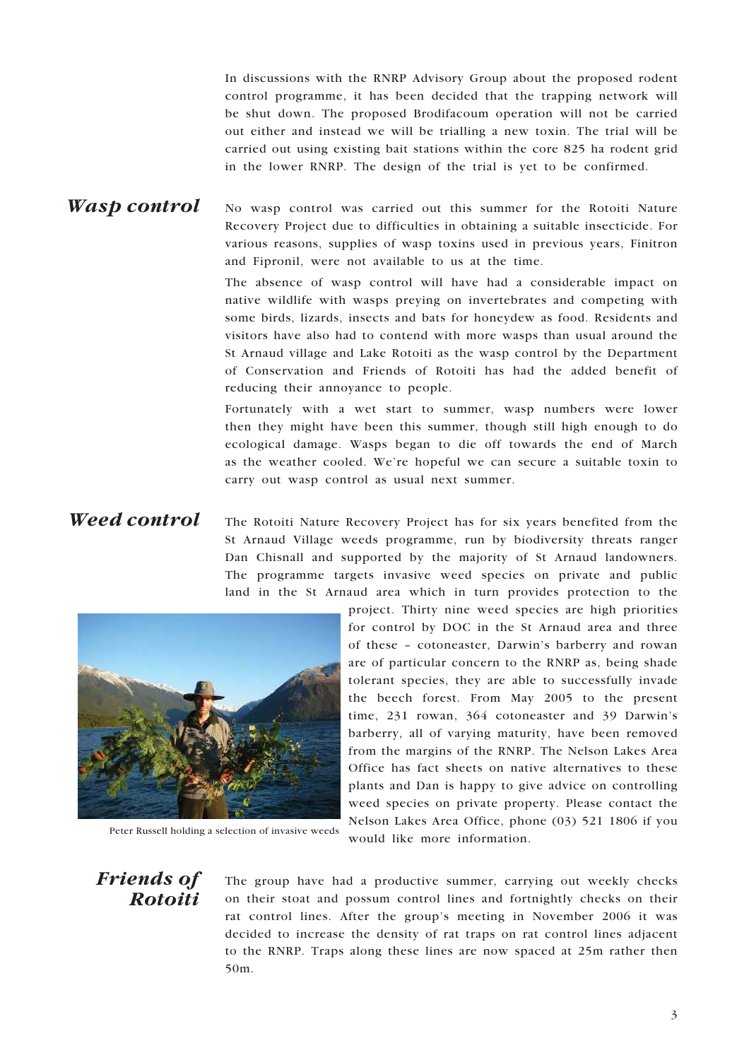In discussions with the RNRP Advisory Group about the proposed rodent control programme, it has been decided that the trapping network will be shut down. The proposed Brodifacoum operation will not be carried out either and instead we will be trialling a new toxin. The trial will be carried out using existing bait stations within the core 825 ha rodent grid in the lower RNRP. The design of the trial is yet to be confirmed.

## Wasp control

No wasp control was carried out this summer for the Rotoiti Nature Recovery Project due to difficulties in obtaining a suitable insecticide. For various reasons, supplies of wasp toxins used in previous years, Finitron and Fipronil, were not available to us at the time.

The absence of wasp control will have had a considerable impact on native wildlife with wasps preying on invertebrates and competing with some birds, lizards, insects and bats for honeydew as food. Residents and visitors have also had to contend with more wasps than usual around the St Arnaud village and Lake Rotoiti as the wasp control by the Department of Conservation and Friends of Rotoiti has had the added benefit of reducing their annoyance to people.

Fortunately with a wet start to summer, wasp numbers were lower then they might have been this summer, though still high enough to do ecological damage. Wasps began to die off towards the end of March as the weather cooled. We're hopeful we can secure a suitable toxin to carry out wasp control as usual next summer.

## Weed control

The Rotoiti Nature Recovery Project has for six years benefited from the St Arnaud Village weeds programme, run by biodiversity threats ranger Dan Chisnall and supported by the majority of St Arnaud landowners. The programme targets invasive weed species on private and public land in the St Arnaud area which in turn provides protection to the project. Thirty nine weed species are high priorities for control by DOC in the St Arnaud area and three of these – cotoneaster, Darwin's barberry and rowan are of particular concern to the RNRP as, being shade tolerant species, they are able to successfully invade the beech forest. From May 2005 to the present time, 231 rowan, 364 cotoneaster and 39 Darwin's barberry, all of varying maturity, have been removed from the margins of the RNRP. The Nelson Lakes Area Office has fact sheets on native alternatives to these plants and Dan is happy to give advice on controlling weed species on private property. Please contact the Nelson Lakes Area Office, phone (03) 521 1806 if you would like more information.

Peter Russell holding a selection of invasive weeds

## Friends of Rotoiti

The group have had a productive summer, carrying out weekly checks on their stoat and possum control lines and fortnightly checks on their rat control lines. After the group's meeting in November 2006 it was decided to increase the density of rat traps on rat control lines adjacent to the RNRP. Traps along these lines are now spaced at 25m rather then 50m.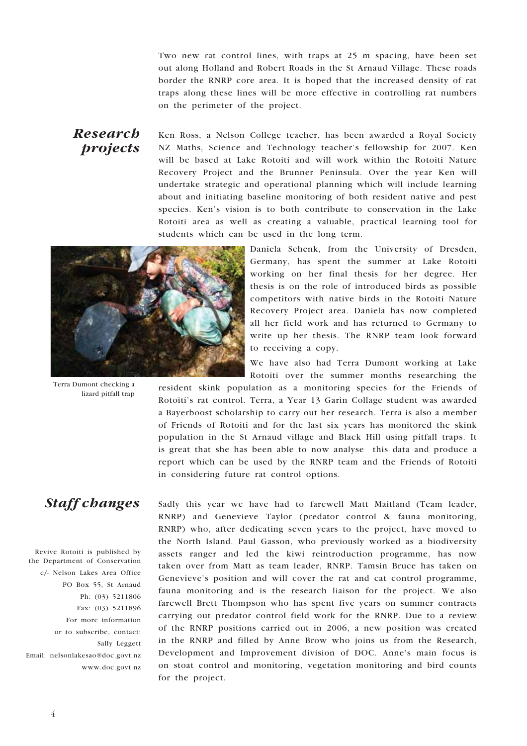Two new rat control lines, with traps at 25 m spacing, have been set out along Holland and Robert Roads in the St Arnaud Village. These roads border the RNRP core area. It is hoped that the increased density of rat traps along these lines will be more effective in controlling rat numbers on the perimeter of the project.

## *Research projects*

Ken Ross, a Nelson College teacher, has been awarded a Royal Society NZ Maths, Science and Technology teacher's fellowship for 2007. Ken will be based at Lake Rotoiti and will work within the Rotoiti Nature Recovery Project and the Brunner Peninsula. Over the year Ken will undertake strategic and operational planning which will include learning about and initiating baseline monitoring of both resident native and pest species. Ken's vision is to both contribute to conservation in the Lake Rotoiti area as well as creating a valuable, practical learning tool for students which can be used in the long term.

Daniela Schenk, from the University of Dresden, Germany, has spent the summer at Lake Rotoiti working on her final thesis for her degree. Her thesis is on the role of introduced birds as possible competitors with native birds in the Rotoiti Nature Recovery Project area. Daniela has now completed all her field work and has returned to Germany to write up her thesis. The RNRP team look forward to receiving a copy.

Terra Dumont checking a lizard pitfall trap

We have also had Terra Dumont working at Lake Rotoiti over the summer months researching the resident skink population as a monitoring species for the Friends of Rotoiti's rat control. Terra, a Year 13 Garin Collage student was awarded a Bayerboost scholarship to carry out her research. Terra is also a member of Friends of Rotoiti and for the last six years has monitored the skink population in the St Arnaud village and Black Hill using pitfall traps. It is great that she has been able to now analyse this data and produce a report which can be used by the RNRP team and the Friends of Rotoiti in considering future rat control options.

## *Staff changes*

Sadly this year we have had to farewell Matt Maitland (Team leader, RNRP) and Genevieve Taylor (predator control & fauna monitoring, RNRP) who, after dedicating seven years to the project, have moved to the North Island. Paul Gasson, who previously worked as a biodiversity assets ranger and led the kiwi reintroduction programme, has now taken over from Matt as team leader, RNRP. Tamsin Bruce has taken on Genevieve's position and will cover the rat and cat control programme, fauna monitoring and is the research liaison for the project. We also farewell Brett Thompson who has spent five years on summer contracts carrying out predator control field work for the RNRP. Due to a review of the RNRP positions carried out in 2006, a new position was created in the RNRP and filled by Anne Brow who joins us from the Research, Development and Improvement division of DOC. Anne's main focus is on stoat control and monitoring, vegetation monitoring and bird counts for the project.

Revive Rotoiti is published by the Department of Conservation
c/- Nelson Lakes Area Office
PO Box 55, St Arnaud
Ph: (03) 5211806
Fax: (03) 5211896
For more information or to subscribe, contact:
Sally Leggett
Email: nelsonlakesao@doc.govt.nz
www.doc.govt.nz